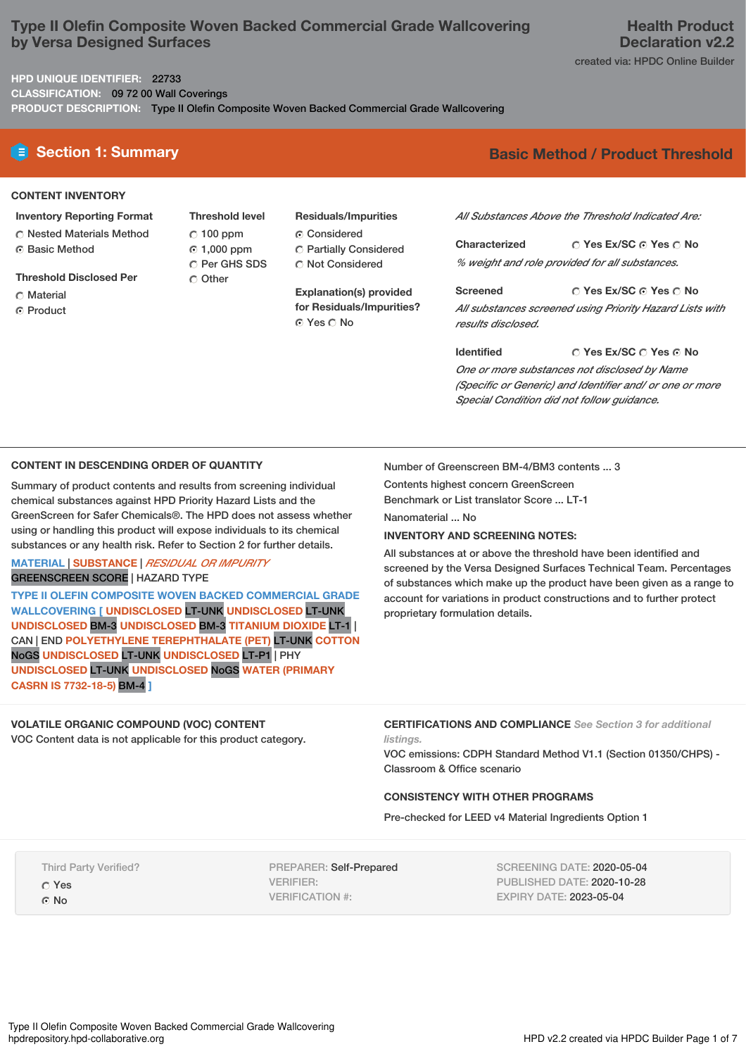# Type II Olefin Composite Woven Backed Commercial Grade Wallcovering by Versa Designed Surfaces

**Health Product Declaration v2.2**

created via: HPDC Online Builder

**HPD UNIQUE IDENTIFIER:** 22733
**CLASSIFICATION:** 09 72 00 Wall Coverings
**PRODUCT DESCRIPTION:** Type II Olefin Composite Woven Backed Commercial Grade Wallcovering

## Section 1: Summary

**Basic Method / Product Threshold**

### CONTENT INVENTORY

**Inventory Reporting Format**
- ○ Nested Materials Method
- ● Basic Method

**Threshold Disclosed Per**
- ○ Material
- ● Product

**Threshold level**
- ○ 100 ppm
- ● 1,000 ppm
- ○ Per GHS SDS
- ○ Other

**Residuals/Impurities**
- ● Considered
- ○ Partially Considered
- ○ Not Considered

**Explanation(s) provided for Residuals/Impurities?**
- ● Yes ○ No

*All Substances Above the Threshold Indicated Are:*

**Characterized** ○ Yes Ex/SC ● Yes ○ No
*% weight and role provided for all substances.*

**Screened** ○ Yes Ex/SC ● Yes ○ No
*All substances screened using Priority Hazard Lists with results disclosed.*

**Identified** ○ Yes Ex/SC ○ Yes ● No
*One or more substances not disclosed by Name (Specific or Generic) and Identifier and/ or one or more Special Condition did not follow guidance.*

### CONTENT IN DESCENDING ORDER OF QUANTITY

Summary of product contents and results from screening individual chemical substances against HPD Priority Hazard Lists and the GreenScreen for Safer Chemicals®. The HPD does not assess whether using or handling this product will expose individuals to its chemical substances or any health risk. Refer to Section 2 for further details.

MATERIAL | SUBSTANCE | *RESIDUAL OR IMPURITY*
GREENSCREEN SCORE | HAZARD TYPE

TYPE II OLEFIN COMPOSITE WOVEN BACKED COMMERCIAL GRADE WALLCOVERING [ UNDISCLOSED LT-UNK UNDISCLOSED LT-UNK UNDISCLOSED BM-3 UNDISCLOSED BM-3 TITANIUM DIOXIDE LT-1 | CAN | END POLYETHYLENE TEREPHTHALATE (PET) LT-UNK COTTON NoGS UNDISCLOSED LT-UNK UNDISCLOSED LT-P1 | PHY UNDISCLOSED LT-UNK UNDISCLOSED NoGS WATER (PRIMARY CASRN IS 7732-18-5) BM-4 ]

Number of Greenscreen BM-4/BM3 contents ... 3

Contents highest concern GreenScreen Benchmark or List translator Score ... LT-1

Nanomaterial ... No

**INVENTORY AND SCREENING NOTES:**

All substances at or above the threshold have been identified and screened by the Versa Designed Surfaces Technical Team. Percentages of substances which make up the product have been given as a range to account for variations in product constructions and to further protect proprietary formulation details.

### VOLATILE ORGANIC COMPOUND (VOC) CONTENT

VOC Content data is not applicable for this product category.

### CERTIFICATIONS AND COMPLIANCE

*See Section 3 for additional listings.*

VOC emissions: CDPH Standard Method V1.1 (Section 01350/CHPS) - Classroom & Office scenario

### CONSISTENCY WITH OTHER PROGRAMS

Pre-checked for LEED v4 Material Ingredients Option 1

Third Party Verified?
- ○ Yes
- ● No

PREPARER: Self-Prepared
VERIFIER:
VERIFICATION #:

SCREENING DATE: 2020-05-04
PUBLISHED DATE: 2020-10-28
EXPIRY DATE: 2023-05-04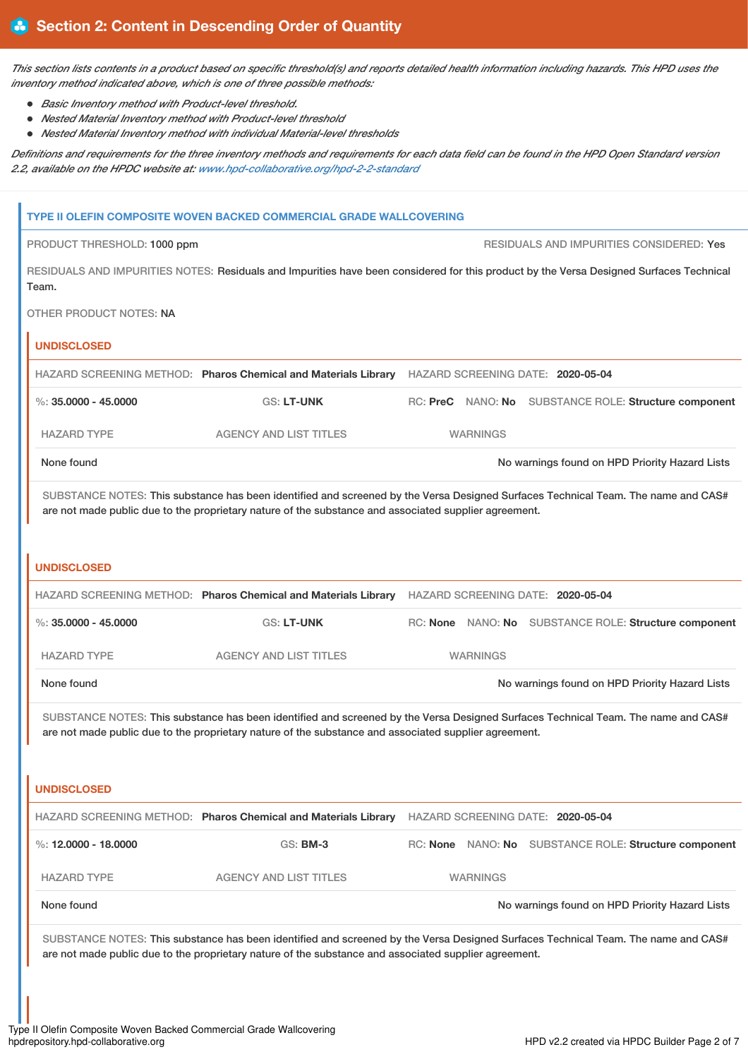## Section 2: Content in Descending Order of Quantity

*This section lists contents in a product based on specific threshold(s) and reports detailed health information including hazards. This HPD uses the inventory method indicated above, which is one of three possible methods:*

- *Basic Inventory method with Product-level threshold.*
- *Nested Material Inventory method with Product-level threshold*
- *Nested Material Inventory method with individual Material-level thresholds*

*Definitions and requirements for the three inventory methods and requirements for each data field can be found in the HPD Open Standard version 2.2, available on the HPDC website at: www.hpd-collaborative.org/hpd-2-2-standard*

### TYPE II OLEFIN COMPOSITE WOVEN BACKED COMMERCIAL GRADE WALLCOVERING

PRODUCT THRESHOLD: 1000 ppm

RESIDUALS AND IMPURITIES CONSIDERED: Yes

RESIDUALS AND IMPURITIES NOTES: Residuals and Impurities have been considered for this product by the Versa Designed Surfaces Technical Team.

OTHER PRODUCT NOTES: NA

#### UNDISCLOSED

HAZARD SCREENING METHOD: **Pharos Chemical and Materials Library** HAZARD SCREENING DATE: **2020-05-04**

%: **35.0000 - 45.0000** GS: **LT-UNK** RC: **PreC** NANO: **No** SUBSTANCE ROLE: **Structure component**

| HAZARD TYPE | AGENCY AND LIST TITLES | WARNINGS |
|---|---|---|
| None found | | No warnings found on HPD Priority Hazard Lists |

SUBSTANCE NOTES: This substance has been identified and screened by the Versa Designed Surfaces Technical Team. The name and CAS# are not made public due to the proprietary nature of the substance and associated supplier agreement.

#### UNDISCLOSED

HAZARD SCREENING METHOD: **Pharos Chemical and Materials Library** HAZARD SCREENING DATE: **2020-05-04**

%: **35.0000 - 45.0000** GS: **LT-UNK** RC: **None** NANO: **No** SUBSTANCE ROLE: **Structure component**

| HAZARD TYPE | AGENCY AND LIST TITLES | WARNINGS |
|---|---|---|
| None found | | No warnings found on HPD Priority Hazard Lists |

SUBSTANCE NOTES: This substance has been identified and screened by the Versa Designed Surfaces Technical Team. The name and CAS# are not made public due to the proprietary nature of the substance and associated supplier agreement.

#### UNDISCLOSED

HAZARD SCREENING METHOD: **Pharos Chemical and Materials Library** HAZARD SCREENING DATE: **2020-05-04**

%: **12.0000 - 18.0000** GS: **BM-3** RC: **None** NANO: **No** SUBSTANCE ROLE: **Structure component**

| HAZARD TYPE | AGENCY AND LIST TITLES | WARNINGS |
|---|---|---|
| None found | | No warnings found on HPD Priority Hazard Lists |

SUBSTANCE NOTES: This substance has been identified and screened by the Versa Designed Surfaces Technical Team. The name and CAS# are not made public due to the proprietary nature of the substance and associated supplier agreement.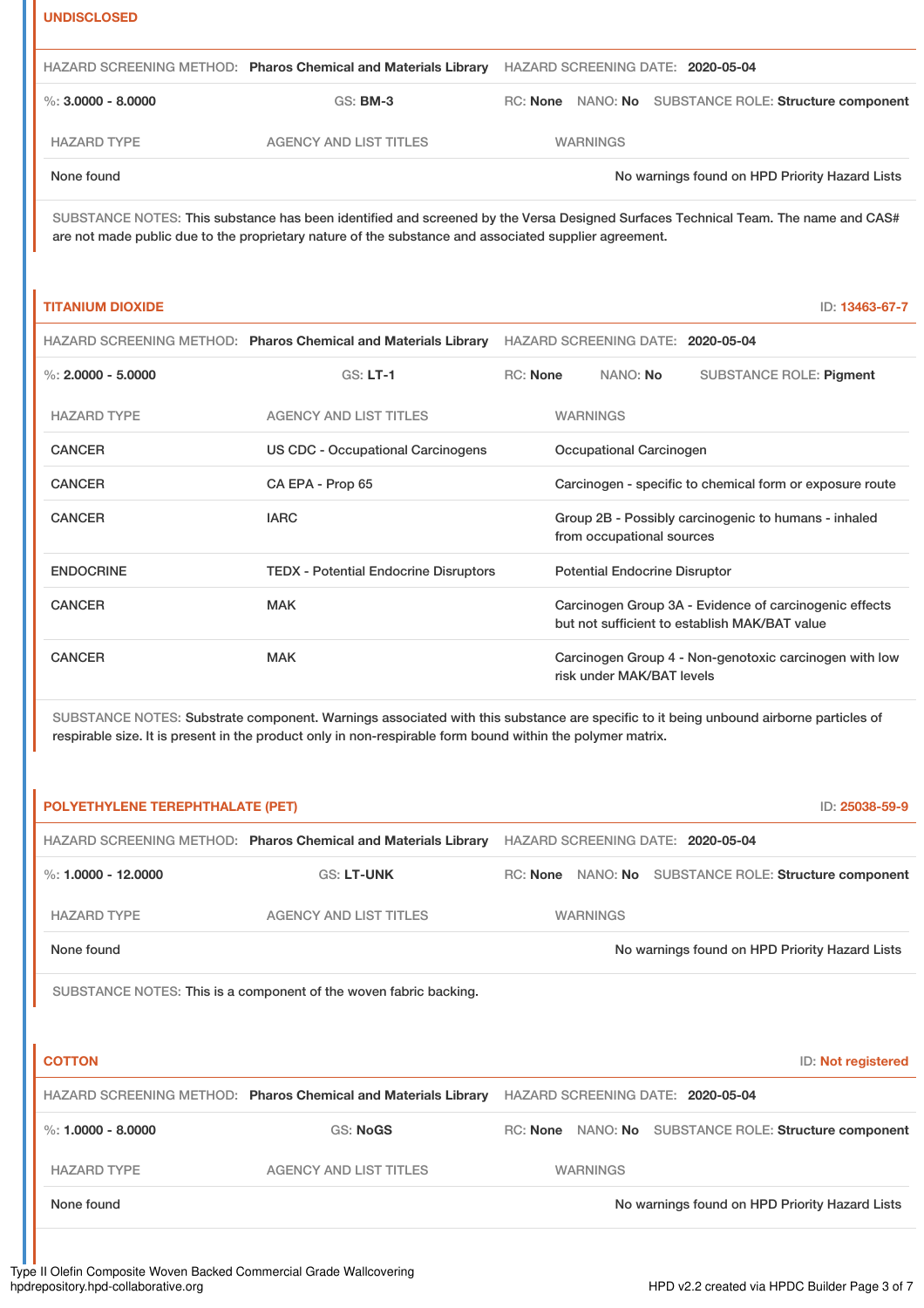### UNDISCLOSED

HAZARD SCREENING METHOD: **Pharos Chemical and Materials Library** HAZARD SCREENING DATE: **2020-05-04**

%: **3.0000 - 8.0000** GS: **BM-3** RC: **None** NANO: **No** SUBSTANCE ROLE: **Structure component**

| HAZARD TYPE | AGENCY AND LIST TITLES | WARNINGS |
|---|---|---|
| None found | | No warnings found on HPD Priority Hazard Lists |

SUBSTANCE NOTES: This substance has been identified and screened by the Versa Designed Surfaces Technical Team. The name and CAS# are not made public due to the proprietary nature of the substance and associated supplier agreement.

### TITANIUM DIOXIDE

ID: **13463-67-7**

HAZARD SCREENING METHOD: **Pharos Chemical and Materials Library** HAZARD SCREENING DATE: **2020-05-04**

%: **2.0000 - 5.0000** GS: **LT-1** RC: **None** NANO: **No** SUBSTANCE ROLE: **Pigment**

| HAZARD TYPE | AGENCY AND LIST TITLES | WARNINGS |
|---|---|---|
| CANCER | US CDC - Occupational Carcinogens | Occupational Carcinogen |
| CANCER | CA EPA - Prop 65 | Carcinogen - specific to chemical form or exposure route |
| CANCER | IARC | Group 2B - Possibly carcinogenic to humans - inhaled from occupational sources |
| ENDOCRINE | TEDX - Potential Endocrine Disruptors | Potential Endocrine Disruptor |
| CANCER | MAK | Carcinogen Group 3A - Evidence of carcinogenic effects but not sufficient to establish MAK/BAT value |
| CANCER | MAK | Carcinogen Group 4 - Non-genotoxic carcinogen with low risk under MAK/BAT levels |

SUBSTANCE NOTES: Substrate component. Warnings associated with this substance are specific to it being unbound airborne particles of respirable size. It is present in the product only in non-respirable form bound within the polymer matrix.

### POLYETHYLENE TEREPHTHALATE (PET)

ID: **25038-59-9**

HAZARD SCREENING METHOD: **Pharos Chemical and Materials Library** HAZARD SCREENING DATE: **2020-05-04**

%: **1.0000 - 12.0000** GS: **LT-UNK** RC: **None** NANO: **No** SUBSTANCE ROLE: **Structure component**

| HAZARD TYPE | AGENCY AND LIST TITLES | WARNINGS |
|---|---|---|
| None found | | No warnings found on HPD Priority Hazard Lists |

SUBSTANCE NOTES: This is a component of the woven fabric backing.

### COTTON

ID: **Not registered**

HAZARD SCREENING METHOD: **Pharos Chemical and Materials Library** HAZARD SCREENING DATE: **2020-05-04**

%: **1.0000 - 8.0000** GS: **NoGS** RC: **None** NANO: **No** SUBSTANCE ROLE: **Structure component**

| HAZARD TYPE | AGENCY AND LIST TITLES | WARNINGS |
|---|---|---|
| None found | | No warnings found on HPD Priority Hazard Lists |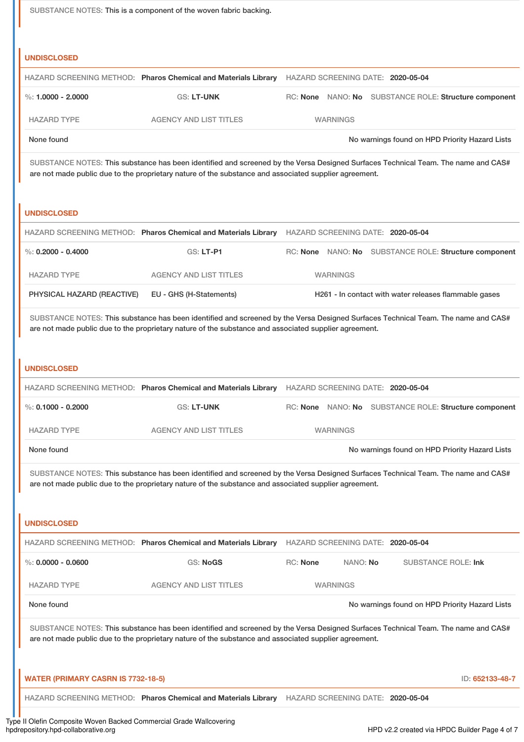SUBSTANCE NOTES: This is a component of the woven fabric backing.

### UNDISCLOSED

HAZARD SCREENING METHOD: **Pharos Chemical and Materials Library** HAZARD SCREENING DATE: **2020-05-04**

%: **1.0000 - 2.0000** GS: **LT-UNK** RC: **None** NANO: **No** SUBSTANCE ROLE: **Structure component**

| HAZARD TYPE | AGENCY AND LIST TITLES | WARNINGS |
|---|---|---|
| None found | | No warnings found on HPD Priority Hazard Lists |

SUBSTANCE NOTES: This substance has been identified and screened by the Versa Designed Surfaces Technical Team. The name and CAS# are not made public due to the proprietary nature of the substance and associated supplier agreement.

### UNDISCLOSED

HAZARD SCREENING METHOD: **Pharos Chemical and Materials Library** HAZARD SCREENING DATE: **2020-05-04**

%: **0.2000 - 0.4000** GS: **LT-P1** RC: **None** NANO: **No** SUBSTANCE ROLE: **Structure component**

| HAZARD TYPE | AGENCY AND LIST TITLES | WARNINGS |
|---|---|---|
| PHYSICAL HAZARD (REACTIVE) | EU - GHS (H-Statements) | H261 - In contact with water releases flammable gases |

SUBSTANCE NOTES: This substance has been identified and screened by the Versa Designed Surfaces Technical Team. The name and CAS# are not made public due to the proprietary nature of the substance and associated supplier agreement.

### UNDISCLOSED

HAZARD SCREENING METHOD: **Pharos Chemical and Materials Library** HAZARD SCREENING DATE: **2020-05-04**

%: **0.1000 - 0.2000** GS: **LT-UNK** RC: **None** NANO: **No** SUBSTANCE ROLE: **Structure component**

| HAZARD TYPE | AGENCY AND LIST TITLES | WARNINGS |
|---|---|---|
| None found | | No warnings found on HPD Priority Hazard Lists |

SUBSTANCE NOTES: This substance has been identified and screened by the Versa Designed Surfaces Technical Team. The name and CAS# are not made public due to the proprietary nature of the substance and associated supplier agreement.

### UNDISCLOSED

HAZARD SCREENING METHOD: **Pharos Chemical and Materials Library** HAZARD SCREENING DATE: **2020-05-04**

%: **0.0000 - 0.0600** GS: **NoGS** RC: **None** NANO: **No** SUBSTANCE ROLE: **Ink**

| HAZARD TYPE | AGENCY AND LIST TITLES | WARNINGS |
|---|---|---|
| None found | | No warnings found on HPD Priority Hazard Lists |

SUBSTANCE NOTES: This substance has been identified and screened by the Versa Designed Surfaces Technical Team. The name and CAS# are not made public due to the proprietary nature of the substance and associated supplier agreement.

### WATER (PRIMARY CASRN IS 7732-18-5)

ID: **652133-48-7**

HAZARD SCREENING METHOD: **Pharos Chemical and Materials Library** HAZARD SCREENING DATE: **2020-05-04**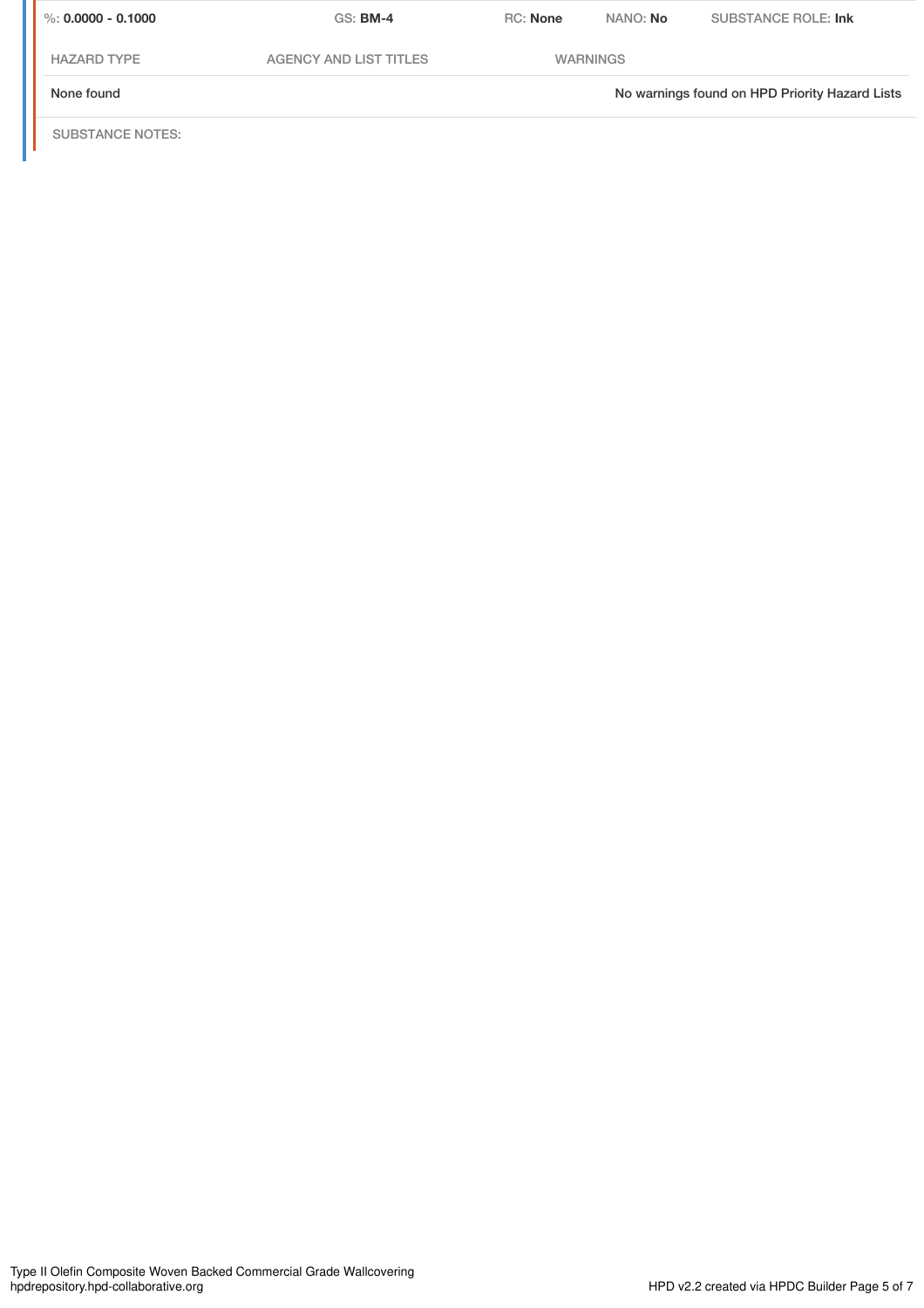| %: **0.0000 - 0.1000** | GS: **BM-4** | RC: **None** | NANO: **No** | SUBSTANCE ROLE: **Ink** |
|---|---|---|---|---|

| HAZARD TYPE | AGENCY AND LIST TITLES | WARNINGS |
|---|---|---|
| None found | | No warnings found on HPD Priority Hazard Lists |

SUBSTANCE NOTES: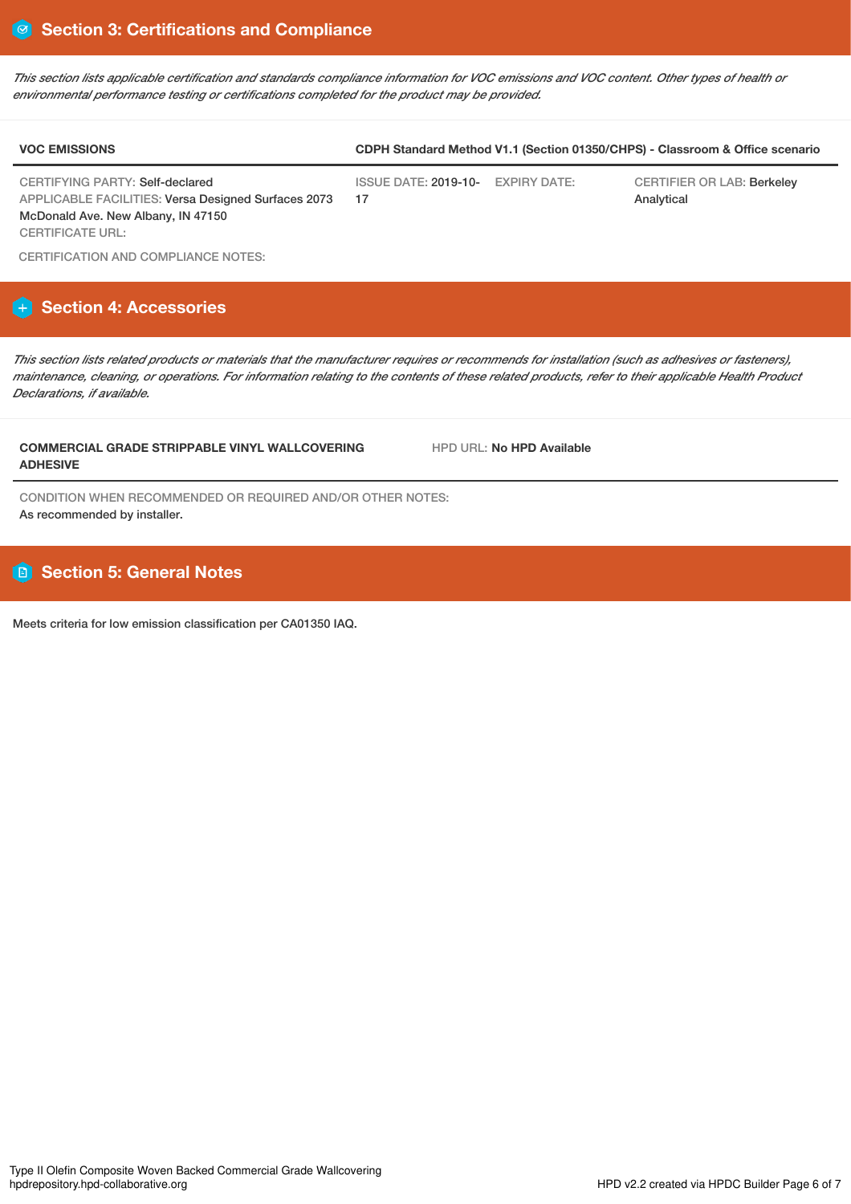## Section 3: Certifications and Compliance

*This section lists applicable certification and standards compliance information for VOC emissions and VOC content. Other types of health or environmental performance testing or certifications completed for the product may be provided.*

| VOC EMISSIONS | CDPH Standard Method V1.1 (Section 01350/CHPS) - Classroom & Office scenario | | |
|---|---|---|---|
| CERTIFYING PARTY: Self-declared<br>APPLICABLE FACILITIES: Versa Designed Surfaces 2073 McDonald Ave. New Albany, IN 47150<br>CERTIFICATE URL: | ISSUE DATE: 2019-10-17 | EXPIRY DATE: | CERTIFIER OR LAB: Berkeley Analytical |

CERTIFICATION AND COMPLIANCE NOTES:

## Section 4: Accessories

*This section lists related products or materials that the manufacturer requires or recommends for installation (such as adhesives or fasteners), maintenance, cleaning, or operations. For information relating to the contents of these related products, refer to their applicable Health Product Declarations, if available.*

| COMMERCIAL GRADE STRIPPABLE VINYL WALLCOVERING ADHESIVE | HPD URL: No HPD Available |
|---|---|

CONDITION WHEN RECOMMENDED OR REQUIRED AND/OR OTHER NOTES:
As recommended by installer.

## Section 5: General Notes

Meets criteria for low emission classification per CA01350 IAQ.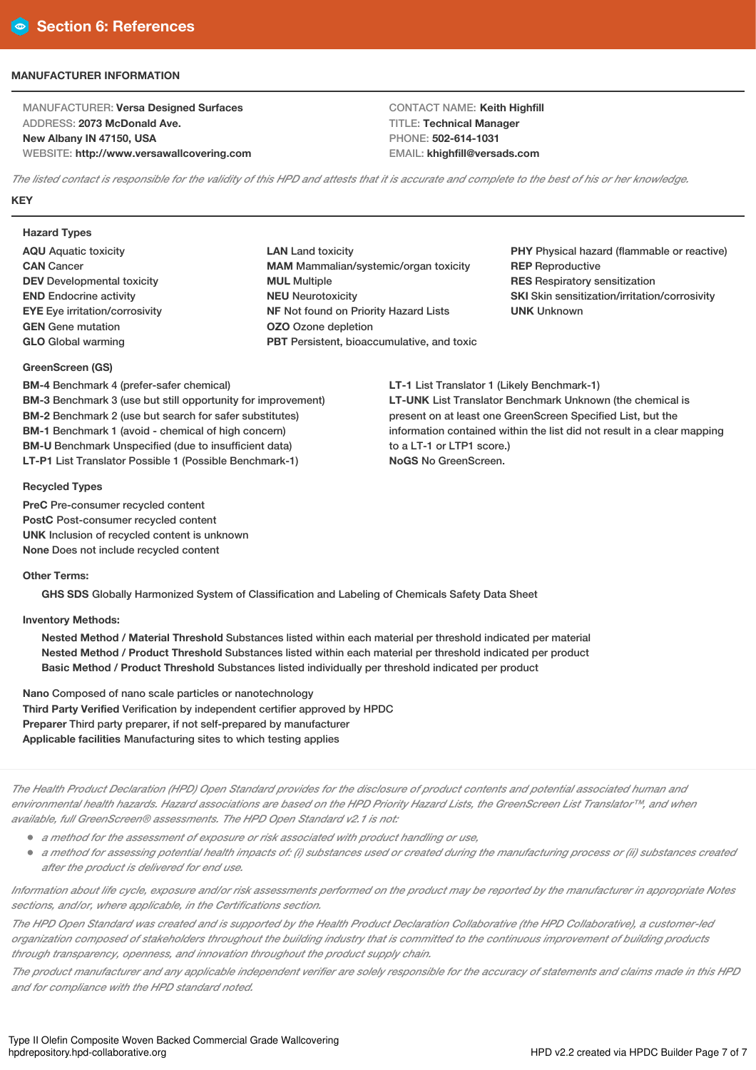## Section 6: References

### MANUFACTURER INFORMATION

MANUFACTURER: **Versa Designed Surfaces**
ADDRESS: **2073 McDonald Ave.**
**New Albany IN 47150, USA**
WEBSITE: **http://www.versawallcovering.com**

CONTACT NAME: **Keith Highfill**
TITLE: **Technical Manager**
PHONE: **502-614-1031**
EMAIL: **khighfill@versads.com**

*The listed contact is responsible for the validity of this HPD and attests that it is accurate and complete to the best of his or her knowledge.*

### KEY

**Hazard Types**

**AQU** Aquatic toxicity
**CAN** Cancer
**DEV** Developmental toxicity
**END** Endocrine activity
**EYE** Eye irritation/corrosivity
**GEN** Gene mutation
**GLO** Global warming
**LAN** Land toxicity
**MAM** Mammalian/systemic/organ toxicity
**MUL** Multiple
**NEU** Neurotoxicity
**NF** Not found on Priority Hazard Lists
**OZO** Ozone depletion
**PBT** Persistent, bioaccumulative, and toxic
**PHY** Physical hazard (flammable or reactive)
**REP** Reproductive
**RES** Respiratory sensitization
**SKI** Skin sensitization/irritation/corrosivity
**UNK** Unknown

**GreenScreen (GS)**

**BM-4** Benchmark 4 (prefer-safer chemical)
**BM-3** Benchmark 3 (use but still opportunity for improvement)
**BM-2** Benchmark 2 (use but search for safer substitutes)
**BM-1** Benchmark 1 (avoid - chemical of high concern)
**BM-U** Benchmark Unspecified (due to insufficient data)
**LT-P1** List Translator Possible 1 (Possible Benchmark-1)
**LT-1** List Translator 1 (Likely Benchmark-1)
**LT-UNK** List Translator Benchmark Unknown (the chemical is present on at least one GreenScreen Specified List, but the information contained within the list did not result in a clear mapping to a LT-1 or LTP1 score.)
**NoGS** No GreenScreen.

**Recycled Types**

**PreC** Pre-consumer recycled content
**PostC** Post-consumer recycled content
**UNK** Inclusion of recycled content is unknown
**None** Does not include recycled content

**Other Terms:**

**GHS SDS** Globally Harmonized System of Classification and Labeling of Chemicals Safety Data Sheet

**Inventory Methods:**

**Nested Method / Material Threshold** Substances listed within each material per threshold indicated per material
**Nested Method / Product Threshold** Substances listed within each material per threshold indicated per product
**Basic Method / Product Threshold** Substances listed individually per threshold indicated per product

**Nano** Composed of nano scale particles or nanotechnology
**Third Party Verified** Verification by independent certifier approved by HPDC
**Preparer** Third party preparer, if not self-prepared by manufacturer
**Applicable facilities** Manufacturing sites to which testing applies

*The Health Product Declaration (HPD) Open Standard provides for the disclosure of product contents and potential associated human and environmental health hazards. Hazard associations are based on the HPD Priority Hazard Lists, the GreenScreen List Translator™, and when available, full GreenScreen® assessments. The HPD Open Standard v2.1 is not:*

- *a method for the assessment of exposure or risk associated with product handling or use,*
- *a method for assessing potential health impacts of: (i) substances used or created during the manufacturing process or (ii) substances created after the product is delivered for end use.*

*Information about life cycle, exposure and/or risk assessments performed on the product may be reported by the manufacturer in appropriate Notes sections, and/or, where applicable, in the Certifications section.*

*The HPD Open Standard was created and is supported by the Health Product Declaration Collaborative (the HPD Collaborative), a customer-led organization composed of stakeholders throughout the building industry that is committed to the continuous improvement of building products through transparency, openness, and innovation throughout the product supply chain.*

*The product manufacturer and any applicable independent verifier are solely responsible for the accuracy of statements and claims made in this HPD and for compliance with the HPD standard noted.*